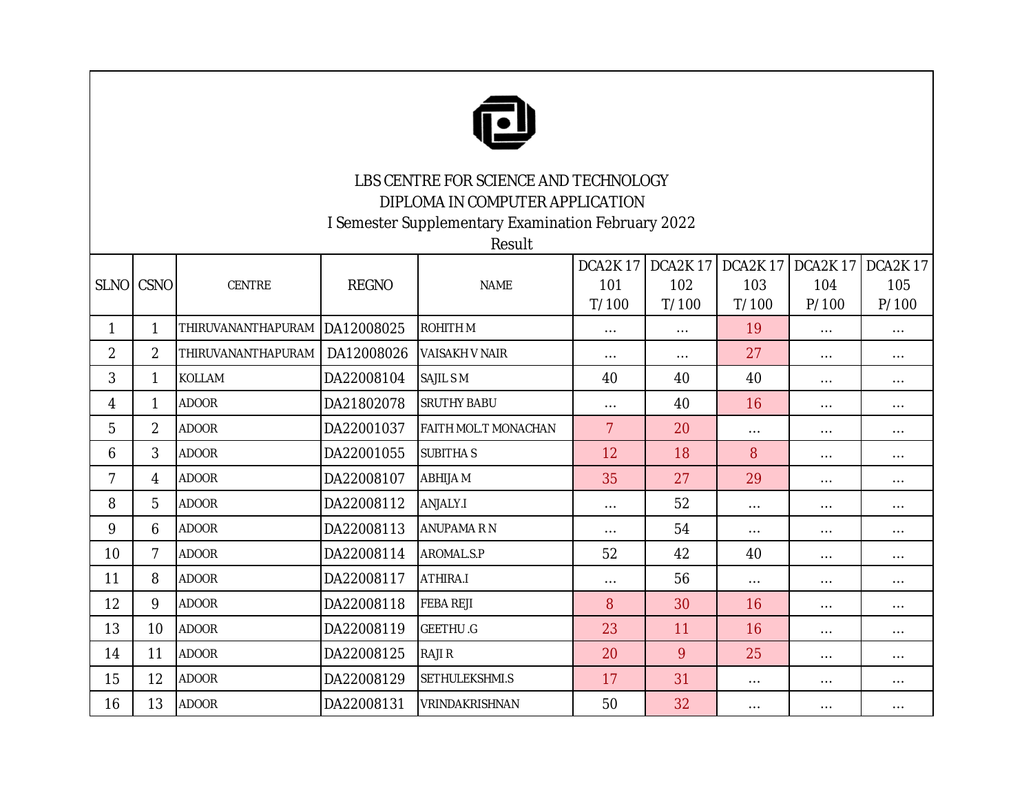LBS CENTRE FOR SCIENCE AND TECHNOLOGY

DIPLOMA IN COMPUTER APPLICATION

I Semester Supplementary Examination February 2022

Result

| SLNO | CSNO | CENTRE | REGNO | NAME | DCA2K 17 101 T/100 | DCA2K 17 102 T/100 | DCA2K 17 103 T/100 | DCA2K 17 104 P/100 | DCA2K 17 105 P/100 |
|---|---|---|---|---|---|---|---|---|---|
| 1 | 1 | THIRUVANANTHAPURAM | DA12008025 | ROHITH M | ... | ... | 19 | ... | ... |
| 2 | 2 | THIRUVANANTHAPURAM | DA12008026 | VAISAKH V NAIR | ... | ... | 27 | ... | ... |
| 3 | 1 | KOLLAM | DA22008104 | SAJIL S M | 40 | 40 | 40 | ... | ... |
| 4 | 1 | ADOOR | DA21802078 | SRUTHY BABU | ... | 40 | 16 | ... | ... |
| 5 | 2 | ADOOR | DA22001037 | FAITH MOL.T MONACHAN | 7 | 20 | ... | ... | ... |
| 6 | 3 | ADOOR | DA22001055 | SUBITHA S | 12 | 18 | 8 | ... | ... |
| 7 | 4 | ADOOR | DA22008107 | ABHIJA M | 35 | 27 | 29 | ... | ... |
| 8 | 5 | ADOOR | DA22008112 | ANJALY.I | ... | 52 | ... | ... | ... |
| 9 | 6 | ADOOR | DA22008113 | ANUPAMA R N | ... | 54 | ... | ... | ... |
| 10 | 7 | ADOOR | DA22008114 | AROMAL.S.P | 52 | 42 | 40 | ... | ... |
| 11 | 8 | ADOOR | DA22008117 | ATHIRA.I | ... | 56 | ... | ... | ... |
| 12 | 9 | ADOOR | DA22008118 | FEBA REJI | 8 | 30 | 16 | ... | ... |
| 13 | 10 | ADOOR | DA22008119 | GEETHU .G | 23 | 11 | 16 | ... | ... |
| 14 | 11 | ADOOR | DA22008125 | RAJI R | 20 | 9 | 25 | ... | ... |
| 15 | 12 | ADOOR | DA22008129 | SETHULEKSHMI.S | 17 | 31 | ... | ... | ... |
| 16 | 13 | ADOOR | DA22008131 | VRINDAKRISHNAN | 50 | 32 | ... | ... | ... |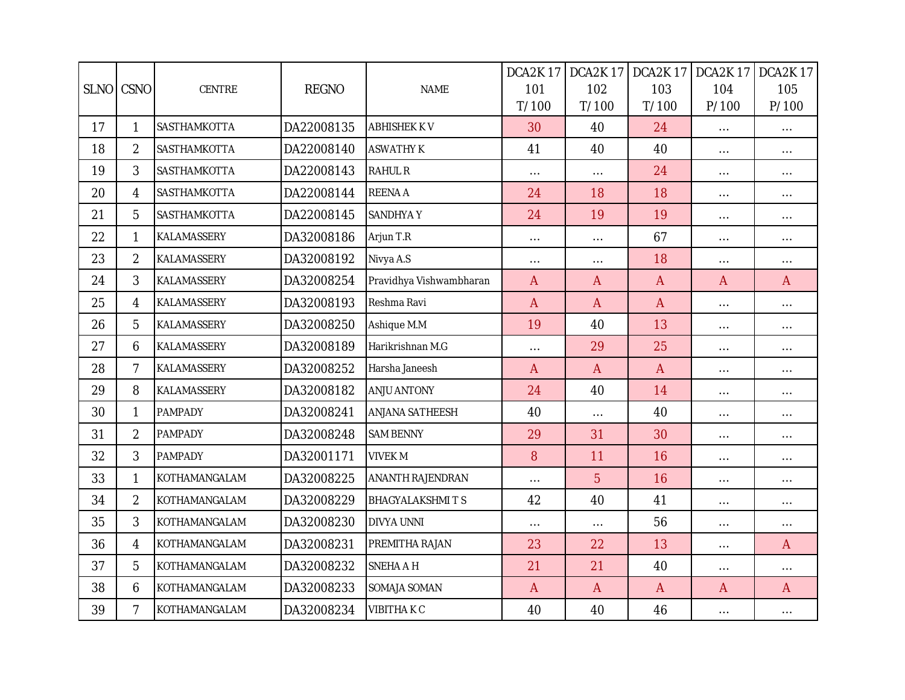| SLNO | CSNO | CENTRE | REGNO | NAME | DCA2K 17 101 T/100 | DCA2K 17 102 T/100 | DCA2K 17 103 T/100 | DCA2K 17 104 P/100 | DCA2K 17 105 P/100 |
|---|---|---|---|---|---|---|---|---|---|
| 17 | 1 | SASTHAMKOTTA | DA22008135 | ABHISHEK K V | 30 | 40 | 24 | ... | ... |
| 18 | 2 | SASTHAMKOTTA | DA22008140 | ASWATHY K | 41 | 40 | 40 | ... | ... |
| 19 | 3 | SASTHAMKOTTA | DA22008143 | RAHUL R | ... | ... | 24 | ... | ... |
| 20 | 4 | SASTHAMKOTTA | DA22008144 | REENA A | 24 | 18 | 18 | ... | ... |
| 21 | 5 | SASTHAMKOTTA | DA22008145 | SANDHYA Y | 24 | 19 | 19 | ... | ... |
| 22 | 1 | KALAMASSERY | DA32008186 | Arjun T.R | ... | ... | 67 | ... | ... |
| 23 | 2 | KALAMASSERY | DA32008192 | Nivya A.S | ... | ... | 18 | ... | ... |
| 24 | 3 | KALAMASSERY | DA32008254 | Pravidhya Vishwambharan | A | A | A | A | A |
| 25 | 4 | KALAMASSERY | DA32008193 | Reshma Ravi | A | A | A | ... | ... |
| 26 | 5 | KALAMASSERY | DA32008250 | Ashique M.M | 19 | 40 | 13 | ... | ... |
| 27 | 6 | KALAMASSERY | DA32008189 | Harikrishnan M.G | ... | 29 | 25 | ... | ... |
| 28 | 7 | KALAMASSERY | DA32008252 | Harsha Janeesh | A | A | A | ... | ... |
| 29 | 8 | KALAMASSERY | DA32008182 | ANJU ANTONY | 24 | 40 | 14 | ... | ... |
| 30 | 1 | PAMPADY | DA32008241 | ANJANA SATHEESH | 40 | ... | 40 | ... | ... |
| 31 | 2 | PAMPADY | DA32008248 | SAM BENNY | 29 | 31 | 30 | ... | ... |
| 32 | 3 | PAMPADY | DA32001171 | VIVEK M | 8 | 11 | 16 | ... | ... |
| 33 | 1 | KOTHAMANGALAM | DA32008225 | ANANTH RAJENDRAN | ... | 5 | 16 | ... | ... |
| 34 | 2 | KOTHAMANGALAM | DA32008229 | BHAGYALAKSHMI T S | 42 | 40 | 41 | ... | ... |
| 35 | 3 | KOTHAMANGALAM | DA32008230 | DIVYA UNNI | ... | ... | 56 | ... | ... |
| 36 | 4 | KOTHAMANGALAM | DA32008231 | PREMITHA RAJAN | 23 | 22 | 13 | ... | A |
| 37 | 5 | KOTHAMANGALAM | DA32008232 | SNEHA A H | 21 | 21 | 40 | ... | ... |
| 38 | 6 | KOTHAMANGALAM | DA32008233 | SOMAJA SOMAN | A | A | A | A | A |
| 39 | 7 | KOTHAMANGALAM | DA32008234 | VIBITHA K C | 40 | 40 | 46 | ... | ... |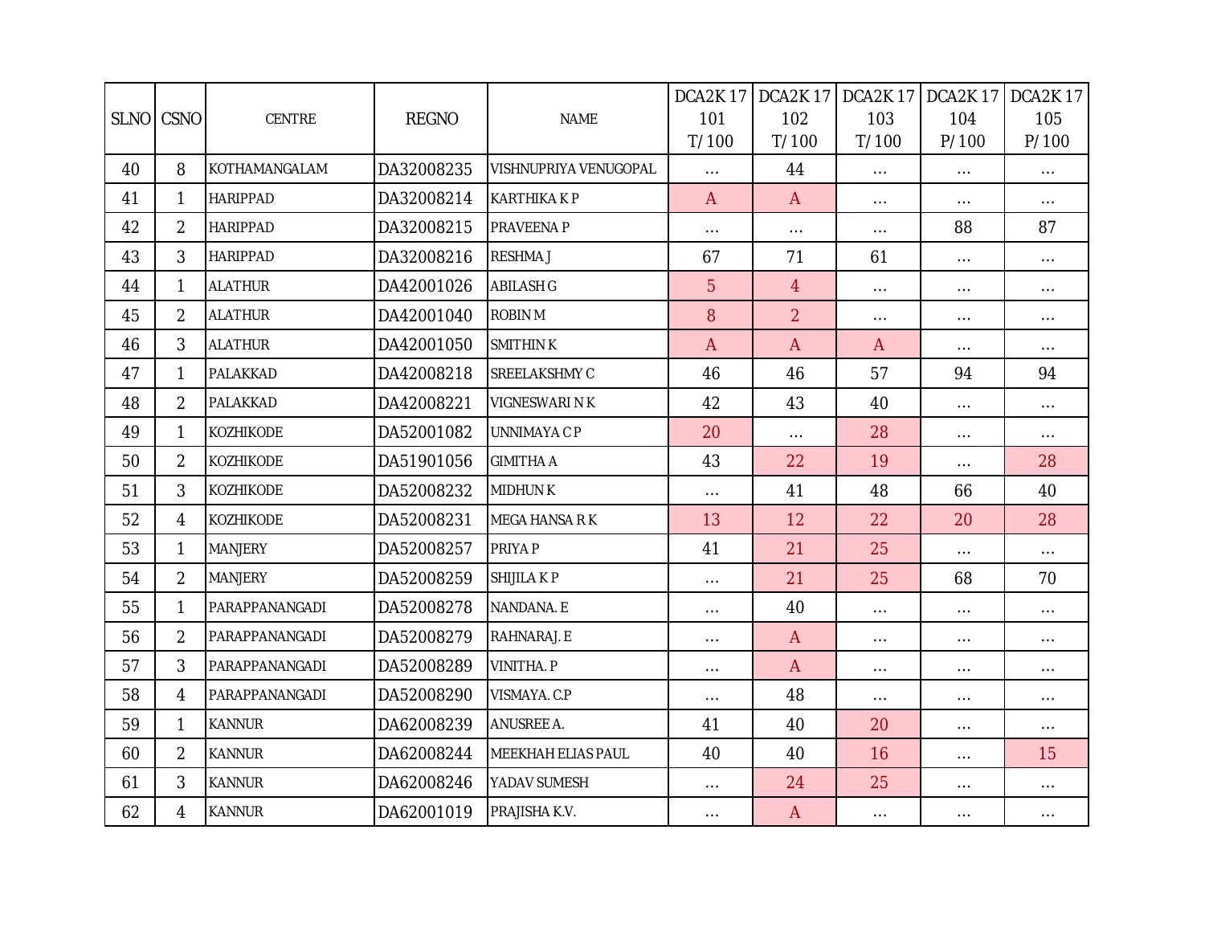| SLNO | CSNO | CENTRE | REGNO | NAME | DCA2K 17 101 T/100 | DCA2K 17 102 T/100 | DCA2K 17 103 T/100 | DCA2K 17 104 P/100 | DCA2K 17 105 P/100 |
|---|---|---|---|---|---|---|---|---|---|
| 40 | 8 | KOTHAMANGALAM | DA32008235 | VISHNUPRIYA VENUGOPAL | … | 44 | … | … | … |
| 41 | 1 | HARIPPAD | DA32008214 | KARTHIKA K P | A | A | … | … | … |
| 42 | 2 | HARIPPAD | DA32008215 | PRAVEENA P | … | … | … | 88 | 87 |
| 43 | 3 | HARIPPAD | DA32008216 | RESHMA J | 67 | 71 | 61 | … | … |
| 44 | 1 | ALATHUR | DA42001026 | ABILASH G | 5 | 4 | … | … | … |
| 45 | 2 | ALATHUR | DA42001040 | ROBIN M | 8 | 2 | … | … | … |
| 46 | 3 | ALATHUR | DA42001050 | SMITHIN K | A | A | A | … | … |
| 47 | 1 | PALAKKAD | DA42008218 | SREELAKSHMY C | 46 | 46 | 57 | 94 | 94 |
| 48 | 2 | PALAKKAD | DA42008221 | VIGNESWARI N K | 42 | 43 | 40 | … | … |
| 49 | 1 | KOZHIKODE | DA52001082 | UNNIMAYA C P | 20 | … | 28 | … | … |
| 50 | 2 | KOZHIKODE | DA51901056 | GIMITHA A | 43 | 22 | 19 | … | 28 |
| 51 | 3 | KOZHIKODE | DA52008232 | MIDHUN K | … | 41 | 48 | 66 | 40 |
| 52 | 4 | KOZHIKODE | DA52008231 | MEGA HANSA R K | 13 | 12 | 22 | 20 | 28 |
| 53 | 1 | MANJERY | DA52008257 | PRIYA P | 41 | 21 | 25 | … | … |
| 54 | 2 | MANJERY | DA52008259 | SHIJILA K P | … | 21 | 25 | 68 | 70 |
| 55 | 1 | PARAPPANANGADI | DA52008278 | NANDANA. E | … | 40 | … | … | … |
| 56 | 2 | PARAPPANANGADI | DA52008279 | RAHNARAJ. E | … | A | … | … | … |
| 57 | 3 | PARAPPANANGADI | DA52008289 | VINITHA. P | … | A | … | … | … |
| 58 | 4 | PARAPPANANGADI | DA52008290 | VISMAYA. C.P | … | 48 | … | … | … |
| 59 | 1 | KANNUR | DA62008239 | ANUSREE A. | 41 | 40 | 20 | … | … |
| 60 | 2 | KANNUR | DA62008244 | MEEKHAH ELIAS PAUL | 40 | 40 | 16 | … | 15 |
| 61 | 3 | KANNUR | DA62008246 | YADAV SUMESH | … | 24 | 25 | … | … |
| 62 | 4 | KANNUR | DA62001019 | PRAJISHA K.V. | … | A | … | … | … |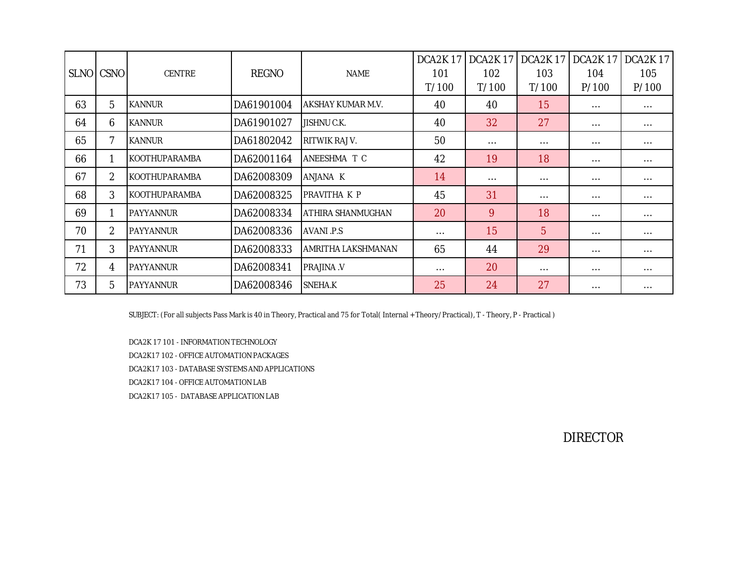| SLNO | CSNO | CENTRE | REGNO | NAME | DCA2K 17 101 T/100 | DCA2K 17 102 T/100 | DCA2K 17 103 T/100 | DCA2K 17 104 P/100 | DCA2K 17 105 P/100 |
|---|---|---|---|---|---|---|---|---|---|
| 63 | 5 | KANNUR | DA61901004 | AKSHAY KUMAR M.V. | 40 | 40 | 15 | ... | ... |
| 64 | 6 | KANNUR | DA61901027 | JISHNU C.K. | 40 | 32 | 27 | ... | ... |
| 65 | 7 | KANNUR | DA61802042 | RITWIK RAJ V. | 50 | ... | ... | ... | ... |
| 66 | 1 | KOOTHUPARAMBA | DA62001164 | ANEESHMA T C | 42 | 19 | 18 | ... | ... |
| 67 | 2 | KOOTHUPARAMBA | DA62008309 | ANJANA K | 14 | ... | ... | ... | ... |
| 68 | 3 | KOOTHUPARAMBA | DA62008325 | PRAVITHA K P | 45 | 31 | ... | ... | ... |
| 69 | 1 | PAYYANNUR | DA62008334 | ATHIRA SHANMUGHAN | 20 | 9 | 18 | ... | ... |
| 70 | 2 | PAYYANNUR | DA62008336 | AVANI .P.S | ... | 15 | 5 | ... | ... |
| 71 | 3 | PAYYANNUR | DA62008333 | AMRITHA LAKSHMANAN | 65 | 44 | 29 | ... | ... |
| 72 | 4 | PAYYANNUR | DA62008341 | PRAJINA .V | ... | 20 | ... | ... | ... |
| 73 | 5 | PAYYANNUR | DA62008346 | SNEHA.K | 25 | 24 | 27 | ... | ... |

SUBJECT: (For all subjects Pass Mark is 40 in Theory, Practical and 75 for Total( Internal +Theory/Practical), T - Theory, P - Practical )

DCA2K 17 101 - INFORMATION TECHNOLOGY

DCA2K17 102 - OFFICE AUTOMATION PACKAGES

DCA2K17 103 - DATABASE SYSTEMS AND APPLICATIONS

DCA2K17 104 - OFFICE AUTOMATION LAB

DCA2K17 105 - DATABASE APPLICATION LAB

DIRECTOR